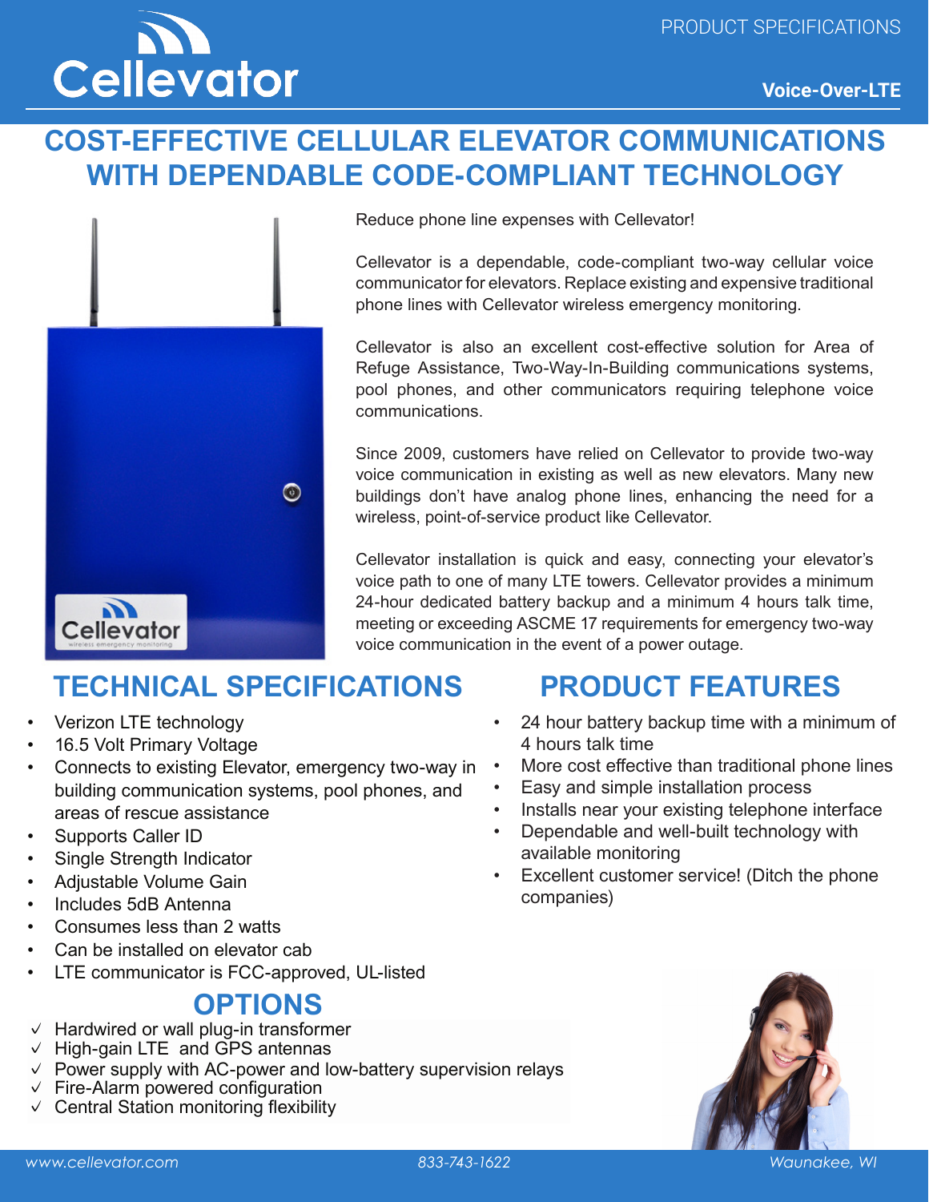# Cellevator

PRODUCT SPECIFICATIONS

**Voice-Over-LTE**

# COST-EFFECTIVE CELLULAR ELEVATOR COMMUNICATIONS WITH DEPENDABLE CODE-COMPLIANT TECHNOLOGY

Reduce phone line expenses with Cellevator!

Cellevator is a dependable, code-compliant two-way cellular voice communicator for elevators. Replace existing and expensive traditional phone lines with Cellevator wireless emergency monitoring.

Cellevator is also an excellent cost-effective solution for Area of Refuge Assistance, Two-Way-In-Building communications systems, pool phones, and other communicators requiring telephone voice communications.

Since 2009, customers have relied on Cellevator to provide two-way voice communication in existing as well as new elevators. Many new buildings don't have analog phone lines, enhancing the need for a wireless, point-of-service product like Cellevator.

Cellevator installation is quick and easy, connecting your elevator's voice path to one of many LTE towers. Cellevator provides a minimum 24-hour dedicated battery backup and a minimum 4 hours talk time, meeting or exceeding ASCME 17 requirements for emergency two-way voice communication in the event of a power outage.

## TECHNICAL SPECIFICATIONS

- Verizon LTE technology
- 16.5 Volt Primary Voltage
- Connects to existing Elevator, emergency two-way in building communication systems, pool phones, and areas of rescue assistance
- Supports Caller ID
- Single Strength Indicator
- Adjustable Volume Gain
- Includes 5dB Antenna
- Consumes less than 2 watts
- Can be installed on elevator cab
- LTE communicator is FCC-approved, UL-listed

## PRODUCT FEATURES

- 24 hour battery backup time with a minimum of 4 hours talk time
- More cost effective than traditional phone lines
- Easy and simple installation process
- Installs near your existing telephone interface
- Dependable and well-built technology with available monitoring
- Excellent customer service! (Ditch the phone companies)

## OPTIONS

- ✓ Hardwired or wall plug-in transformer
- ✓ High-gain LTE and GPS antennas
- ✓ Power supply with AC-power and low-battery supervision relays
- ✓ Fire-Alarm powered configuration
- ✓ Central Station monitoring flexibility

*www.cellevator.com* *833-743-1622* *Waunakee, WI*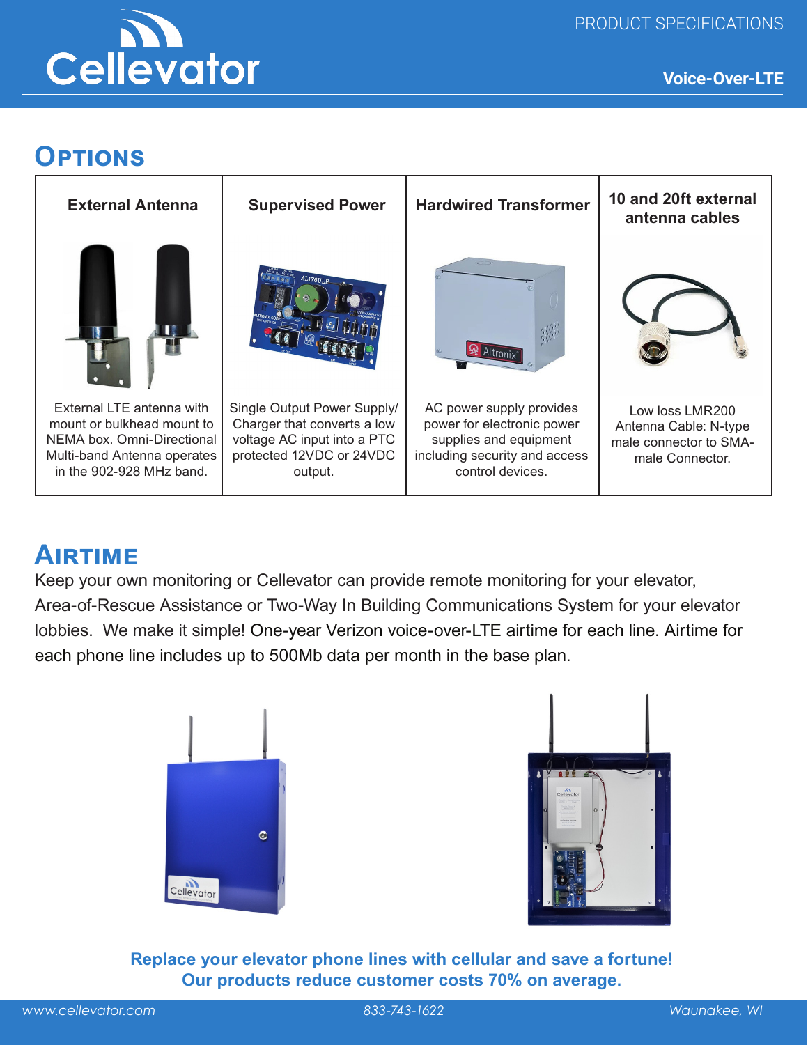## Options

| External Antenna | Supervised Power | Hardwired Transformer | 10 and 20ft external antenna cables |
|---|---|---|---|
| External LTE antenna with mount or bulkhead mount to NEMA box. Omni-Directional Multi-band Antenna operates in the 902-928 MHz band. | Single Output Power Supply/ Charger that converts a low voltage AC input into a PTC protected 12VDC or 24VDC output. | AC power supply provides power for electronic power supplies and equipment including security and access control devices. | Low loss LMR200 Antenna Cable: N-type male connector to SMA-male Connector. |

## Airtime

Keep your own monitoring or Cellevator can provide remote monitoring for your elevator, Area-of-Rescue Assistance or Two-Way In Building Communications System for your elevator lobbies. We make it simple! One-year Verizon voice-over-LTE airtime for each line. Airtime for each phone line includes up to 500Mb data per month in the base plan.

**Replace your elevator phone lines with cellular and save a fortune!**
**Our products reduce customer costs 70% on average.**

*www.cellevator.com* | *833-743-1622* | *Waunakee, WI*